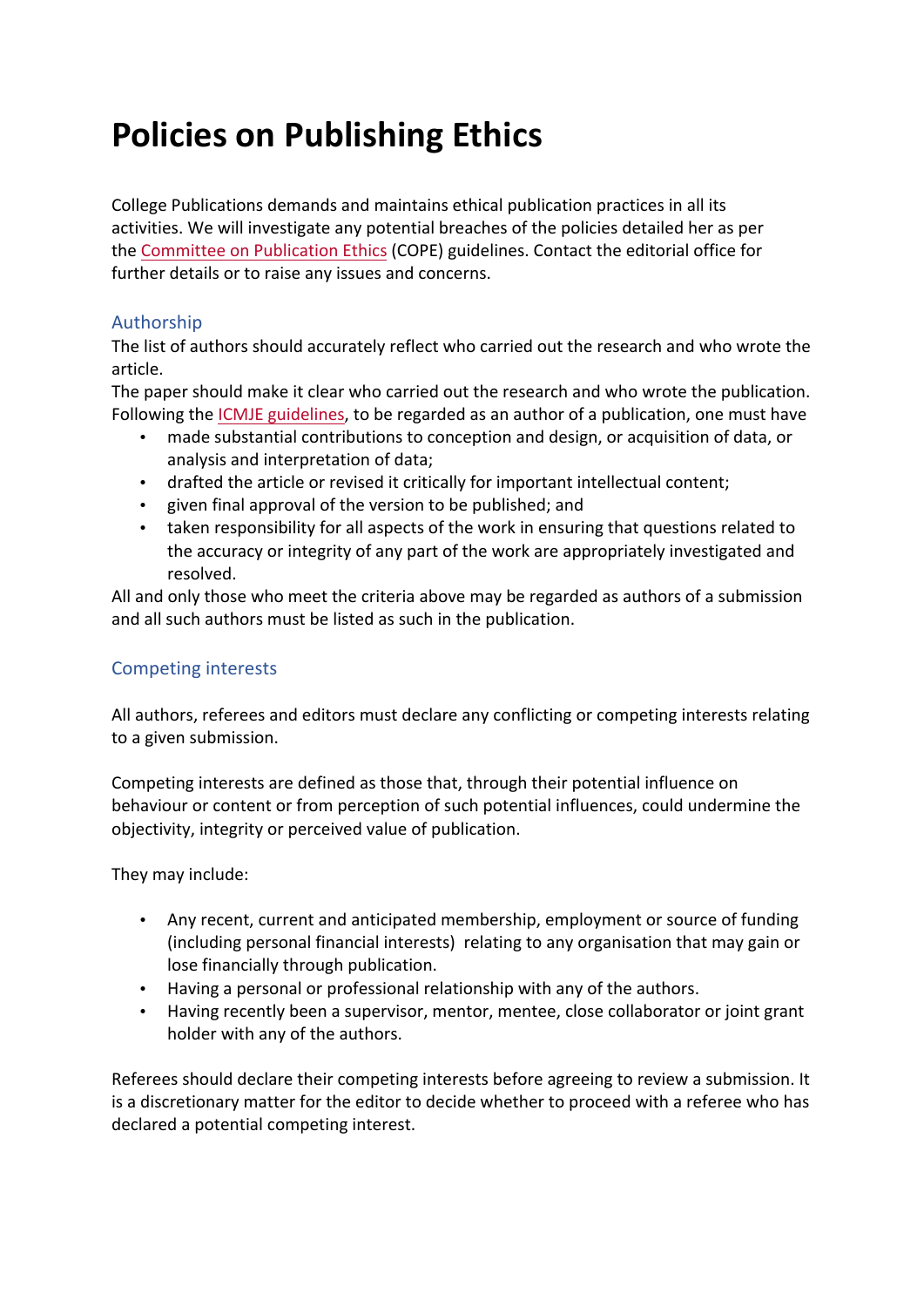# Policies on Publishing Ethics

College Publications demands and maintains ethical publication practices in all its activities. We will investigate any potential breaches of the policies detailed her as per the Committee on Publication Ethics (COPE) guidelines. Contact the editorial office for further details or to raise any issues and concerns.

## Authorship

The list of authors should accurately reflect who carried out the research and who wrote the article.
The paper should make it clear who carried out the research and who wrote the publication. Following the ICMJE guidelines, to be regarded as an author of a publication, one must have

- made substantial contributions to conception and design, or acquisition of data, or analysis and interpretation of data;
- drafted the article or revised it critically for important intellectual content;
- given final approval of the version to be published; and
- taken responsibility for all aspects of the work in ensuring that questions related to the accuracy or integrity of any part of the work are appropriately investigated and resolved.

All and only those who meet the criteria above may be regarded as authors of a submission and all such authors must be listed as such in the publication.

## Competing interests

All authors, referees and editors must declare any conflicting or competing interests relating to a given submission.

Competing interests are defined as those that, through their potential influence on behaviour or content or from perception of such potential influences, could undermine the objectivity, integrity or perceived value of publication.

They may include:

- Any recent, current and anticipated membership, employment or source of funding (including personal financial interests) relating to any organisation that may gain or lose financially through publication.
- Having a personal or professional relationship with any of the authors.
- Having recently been a supervisor, mentor, mentee, close collaborator or joint grant holder with any of the authors.

Referees should declare their competing interests before agreeing to review a submission. It is a discretionary matter for the editor to decide whether to proceed with a referee who has declared a potential competing interest.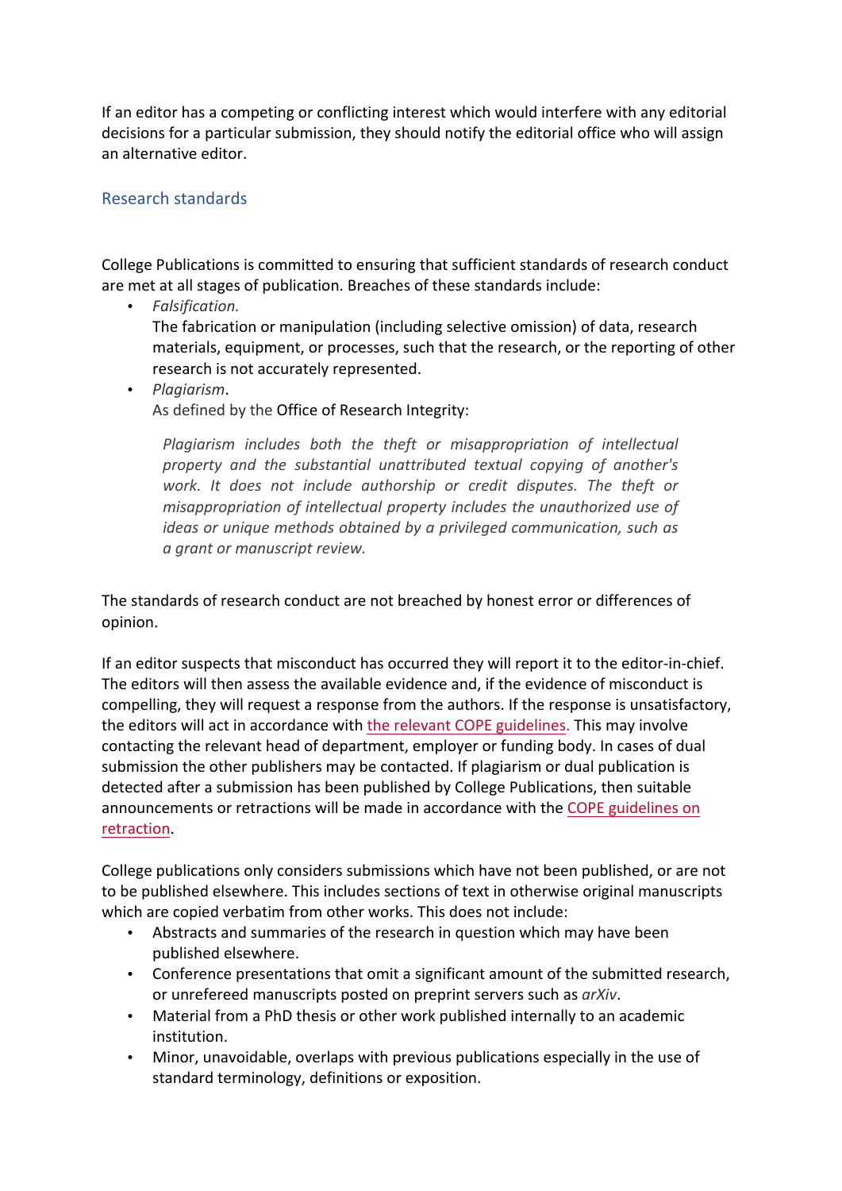If an editor has a competing or conflicting interest which would interfere with any editorial decisions for a particular submission, they should notify the editorial office who will assign an alternative editor.

## Research standards

College Publications is committed to ensuring that sufficient standards of research conduct are met at all stages of publication. Breaches of these standards include:

- *Falsification.*
  The fabrication or manipulation (including selective omission) of data, research materials, equipment, or processes, such that the research, or the reporting of other research is not accurately represented.
- *Plagiarism*.
  As defined by the Office of Research Integrity:

  > *Plagiarism includes both the theft or misappropriation of intellectual property and the substantial unattributed textual copying of another's work. It does not include authorship or credit disputes. The theft or misappropriation of intellectual property includes the unauthorized use of ideas or unique methods obtained by a privileged communication, such as a grant or manuscript review.*

The standards of research conduct are not breached by honest error or differences of opinion.

If an editor suspects that misconduct has occurred they will report it to the editor-in-chief. The editors will then assess the available evidence and, if the evidence of misconduct is compelling, they will request a response from the authors. If the response is unsatisfactory, the editors will act in accordance with the relevant COPE guidelines. This may involve contacting the relevant head of department, employer or funding body. In cases of dual submission the other publishers may be contacted. If plagiarism or dual publication is detected after a submission has been published by College Publications, then suitable announcements or retractions will be made in accordance with the COPE guidelines on retraction.

College publications only considers submissions which have not been published, or are not to be published elsewhere. This includes sections of text in otherwise original manuscripts which are copied verbatim from other works. This does not include:

- Abstracts and summaries of the research in question which may have been published elsewhere.
- Conference presentations that omit a significant amount of the submitted research, or unrefereed manuscripts posted on preprint servers such as *arXiv*.
- Material from a PhD thesis or other work published internally to an academic institution.
- Minor, unavoidable, overlaps with previous publications especially in the use of standard terminology, definitions or exposition.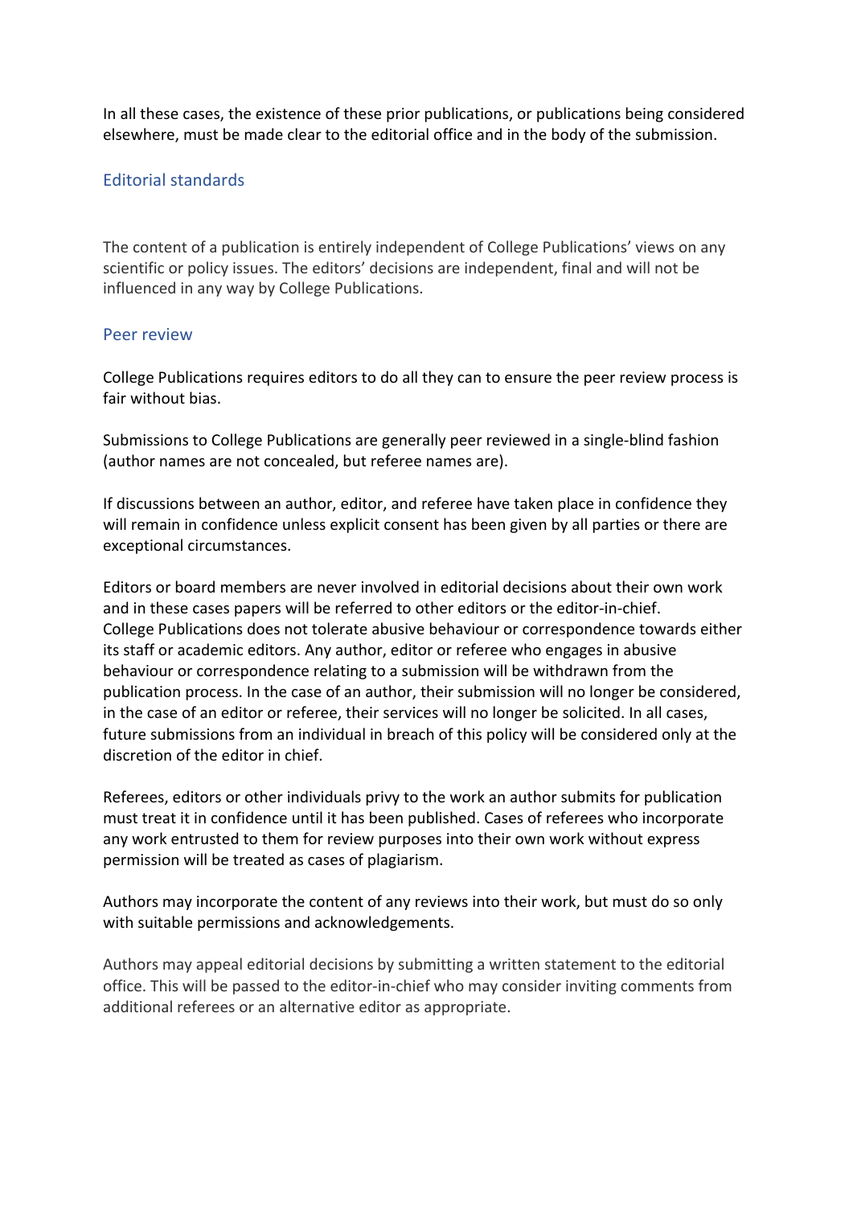In all these cases, the existence of these prior publications, or publications being considered elsewhere, must be made clear to the editorial office and in the body of the submission.

## Editorial standards

The content of a publication is entirely independent of College Publications' views on any scientific or policy issues. The editors' decisions are independent, final and will not be influenced in any way by College Publications.

## Peer review

College Publications requires editors to do all they can to ensure the peer review process is fair without bias.

Submissions to College Publications are generally peer reviewed in a single-blind fashion (author names are not concealed, but referee names are).

If discussions between an author, editor, and referee have taken place in confidence they will remain in confidence unless explicit consent has been given by all parties or there are exceptional circumstances.

Editors or board members are never involved in editorial decisions about their own work and in these cases papers will be referred to other editors or the editor-in-chief. College Publications does not tolerate abusive behaviour or correspondence towards either its staff or academic editors. Any author, editor or referee who engages in abusive behaviour or correspondence relating to a submission will be withdrawn from the publication process. In the case of an author, their submission will no longer be considered, in the case of an editor or referee, their services will no longer be solicited. In all cases, future submissions from an individual in breach of this policy will be considered only at the discretion of the editor in chief.

Referees, editors or other individuals privy to the work an author submits for publication must treat it in confidence until it has been published. Cases of referees who incorporate any work entrusted to them for review purposes into their own work without express permission will be treated as cases of plagiarism.

Authors may incorporate the content of any reviews into their work, but must do so only with suitable permissions and acknowledgements.

Authors may appeal editorial decisions by submitting a written statement to the editorial office. This will be passed to the editor-in-chief who may consider inviting comments from additional referees or an alternative editor as appropriate.